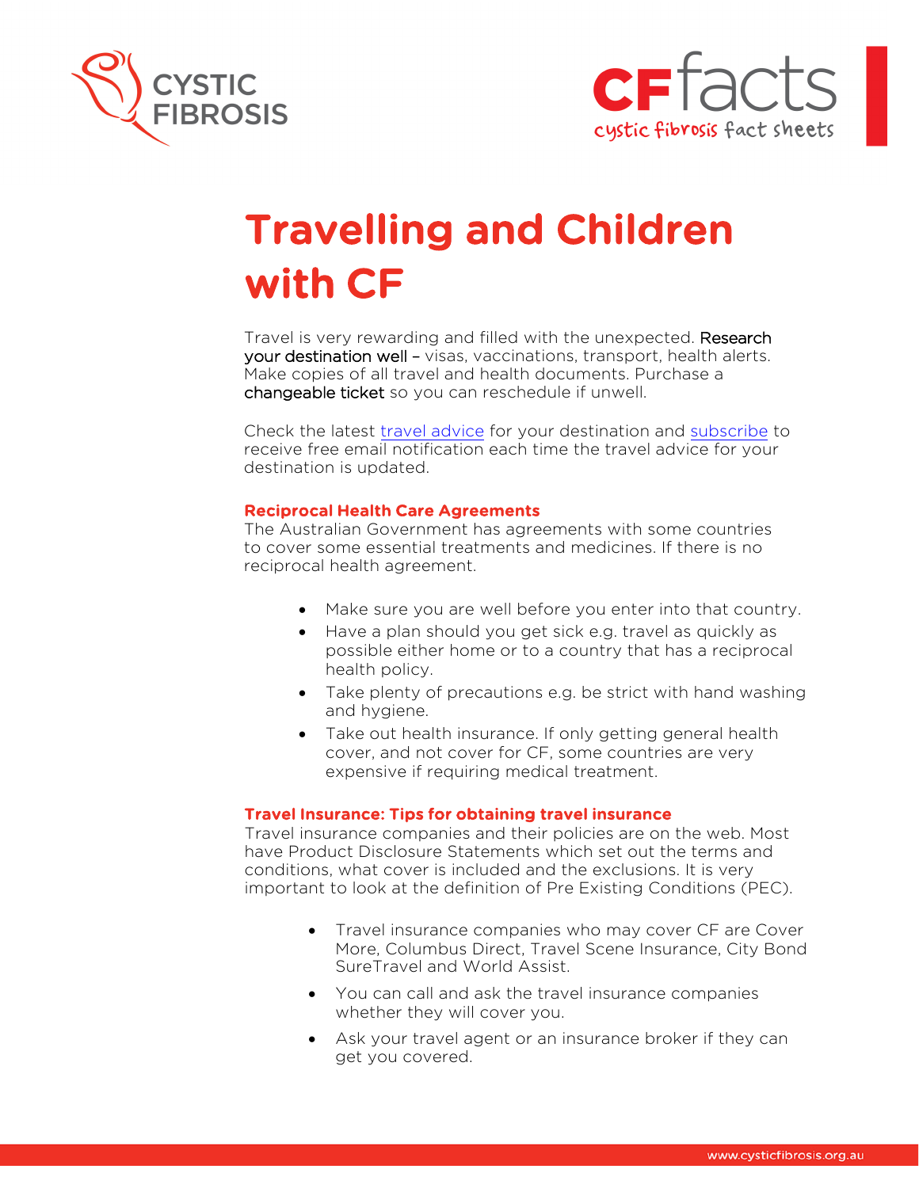# Travelling and Children with CF

Travel is very rewarding and filled with the unexpected. Research your destination well – visas, vaccinations, transport, health alerts. Make copies of all travel and health documents. Purchase a changeable ticket so you can reschedule if unwell.

Check the latest travel advice for your destination and subscribe to receive free email notification each time the travel advice for your destination is updated.

### Reciprocal Health Care Agreements

The Australian Government has agreements with some countries to cover some essential treatments and medicines. If there is no reciprocal health agreement.

- Make sure you are well before you enter into that country.
- Have a plan should you get sick e.g. travel as quickly as possible either home or to a country that has a reciprocal health policy.
- Take plenty of precautions e.g. be strict with hand washing and hygiene.
- Take out health insurance. If only getting general health cover, and not cover for CF, some countries are very expensive if requiring medical treatment.

### Travel Insurance: Tips for obtaining travel insurance

Travel insurance companies and their policies are on the web. Most have Product Disclosure Statements which set out the terms and conditions, what cover is included and the exclusions. It is very important to look at the definition of Pre Existing Conditions (PEC).

- Travel insurance companies who may cover CF are Cover More, Columbus Direct, Travel Scene Insurance, City Bond SureTravel and World Assist.
- You can call and ask the travel insurance companies whether they will cover you.
- Ask your travel agent or an insurance broker if they can get you covered.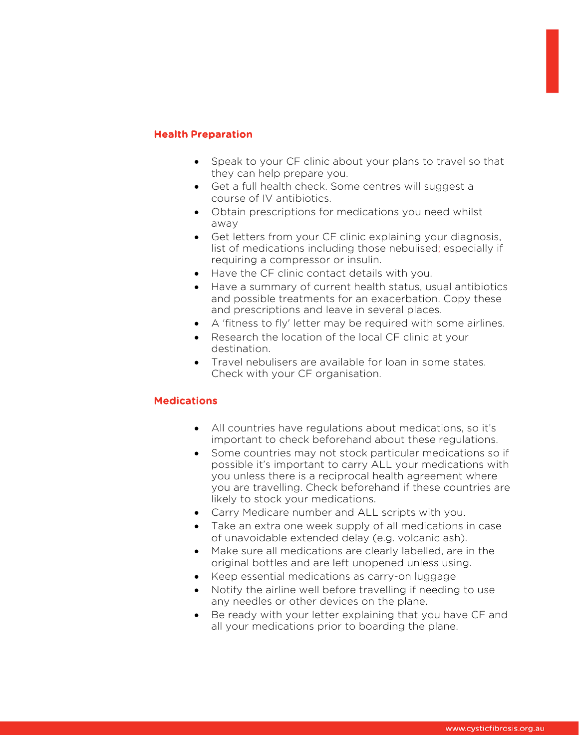## Health Preparation

- Speak to your CF clinic about your plans to travel so that they can help prepare you.
- Get a full health check. Some centres will suggest a course of IV antibiotics.
- Obtain prescriptions for medications you need whilst away
- Get letters from your CF clinic explaining your diagnosis, list of medications including those nebulised; especially if requiring a compressor or insulin.
- Have the CF clinic contact details with you.
- Have a summary of current health status, usual antibiotics and possible treatments for an exacerbation. Copy these and prescriptions and leave in several places.
- A 'fitness to fly' letter may be required with some airlines.
- Research the location of the local CF clinic at your destination.
- Travel nebulisers are available for loan in some states. Check with your CF organisation.

## Medications

- All countries have regulations about medications, so it's important to check beforehand about these regulations.
- Some countries may not stock particular medications so if possible it's important to carry ALL your medications with you unless there is a reciprocal health agreement where you are travelling. Check beforehand if these countries are likely to stock your medications.
- Carry Medicare number and ALL scripts with you.
- Take an extra one week supply of all medications in case of unavoidable extended delay (e.g. volcanic ash).
- Make sure all medications are clearly labelled, are in the original bottles and are left unopened unless using.
- Keep essential medications as carry-on luggage
- Notify the airline well before travelling if needing to use any needles or other devices on the plane.
- Be ready with your letter explaining that you have CF and all your medications prior to boarding the plane.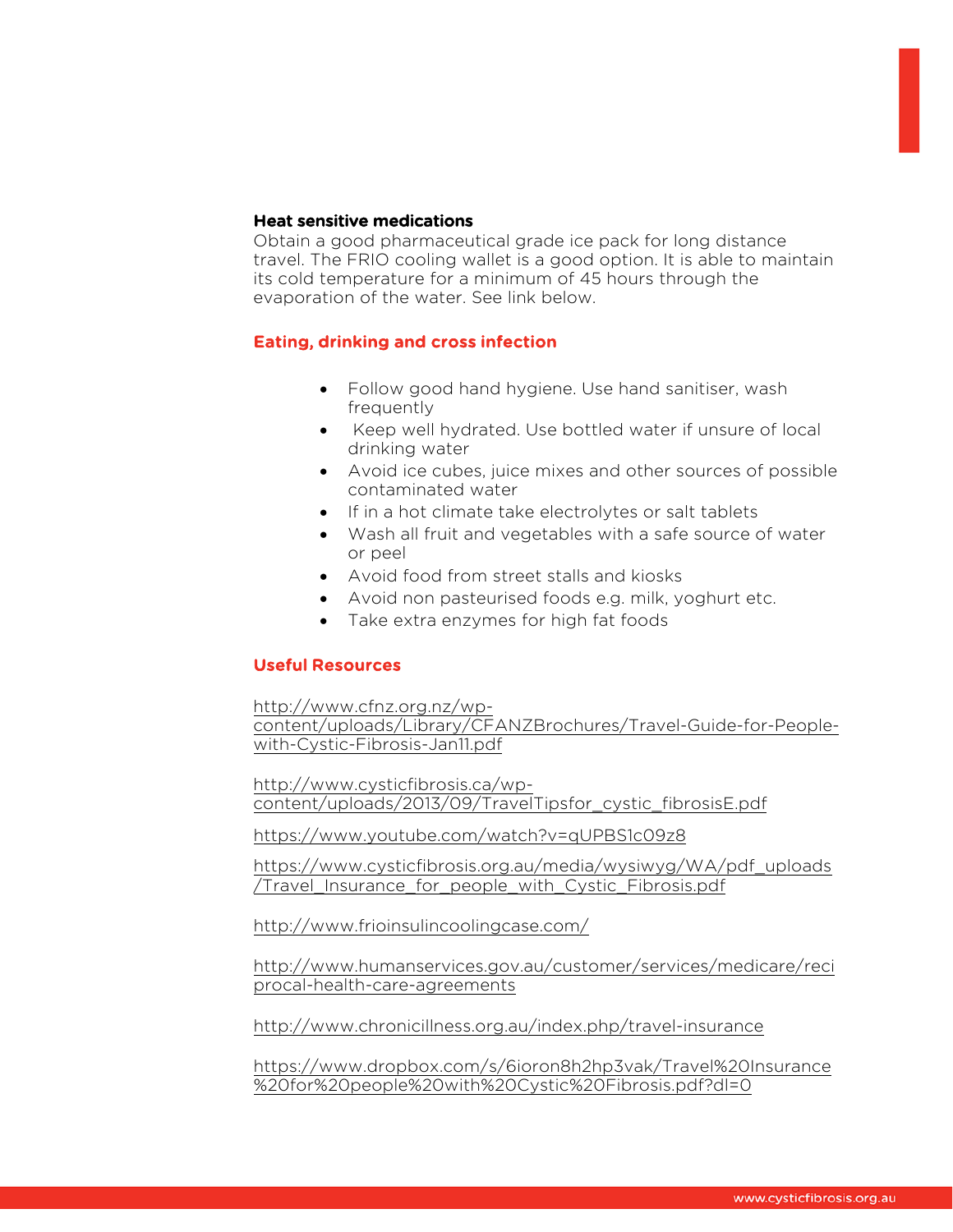**Heat sensitive medications**

Obtain a good pharmaceutical grade ice pack for long distance travel. The FRIO cooling wallet is a good option. It is able to maintain its cold temperature for a minimum of 45 hours through the evaporation of the water. See link below.

## Eating, drinking and cross infection

- Follow good hand hygiene. Use hand sanitiser, wash frequently
- Keep well hydrated. Use bottled water if unsure of local drinking water
- Avoid ice cubes, juice mixes and other sources of possible contaminated water
- If in a hot climate take electrolytes or salt tablets
- Wash all fruit and vegetables with a safe source of water or peel
- Avoid food from street stalls and kiosks
- Avoid non pasteurised foods e.g. milk, yoghurt etc.
- Take extra enzymes for high fat foods

## Useful Resources

http://www.cfnz.org.nz/wp-content/uploads/Library/CFANZBrochures/Travel-Guide-for-People-with-Cystic-Fibrosis-Jan11.pdf

http://www.cysticfibrosis.ca/wp-content/uploads/2013/09/TravelTipsfor_cystic_fibrosisE.pdf

https://www.youtube.com/watch?v=qUPBS1c09z8

https://www.cysticfibrosis.org.au/media/wysiwyg/WA/pdf_uploads/Travel_Insurance_for_people_with_Cystic_Fibrosis.pdf

http://www.frioinsulincoolingcase.com/

http://www.humanservices.gov.au/customer/services/medicare/reciprocal-health-care-agreements

http://www.chronicillness.org.au/index.php/travel-insurance

https://www.dropbox.com/s/6ioron8h2hp3vak/Travel%20Insurance%20for%20people%20with%20Cystic%20Fibrosis.pdf?dl=0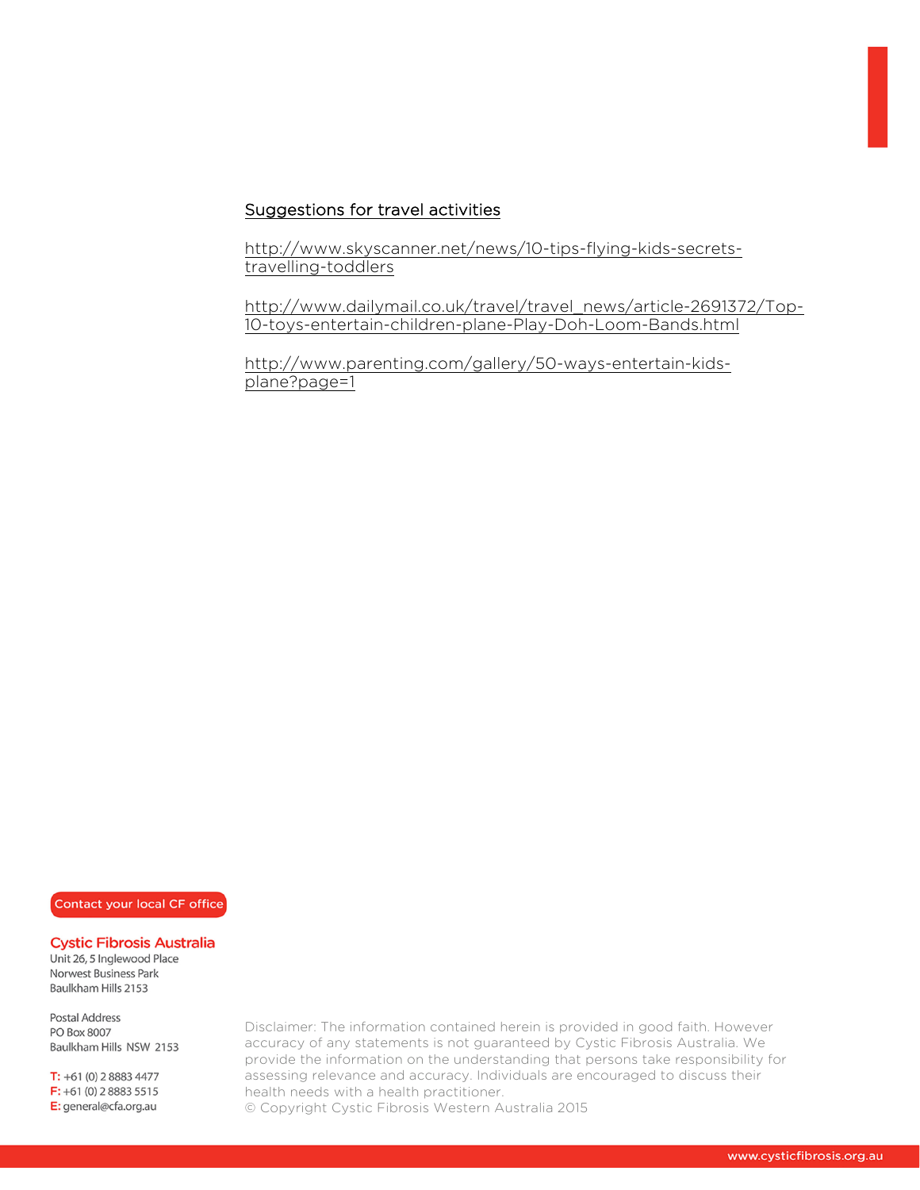## Suggestions for travel activities

http://www.skyscanner.net/news/10-tips-flying-kids-secrets-travelling-toddlers

http://www.dailymail.co.uk/travel/travel_news/article-2691372/Top-10-toys-entertain-children-plane-Play-Doh-Loom-Bands.html

http://www.parenting.com/gallery/50-ways-entertain-kids-plane?page=1

Contact your local CF office

**Cystic Fibrosis Australia**
Unit 26, 5 Inglewood Place
Norwest Business Park
Baulkham Hills 2153

Postal Address
PO Box 8007
Baulkham Hills NSW 2153

**T:** +61 (0) 2 8883 4477
**F:** +61 (0) 2 8883 5515
**E:** general@cfa.org.au

Disclaimer: The information contained herein is provided in good faith. However accuracy of any statements is not guaranteed by Cystic Fibrosis Australia. We provide the information on the understanding that persons take responsibility for assessing relevance and accuracy. Individuals are encouraged to discuss their health needs with a health practitioner.
© Copyright Cystic Fibrosis Western Australia 2015

www.cysticfibrosis.org.au